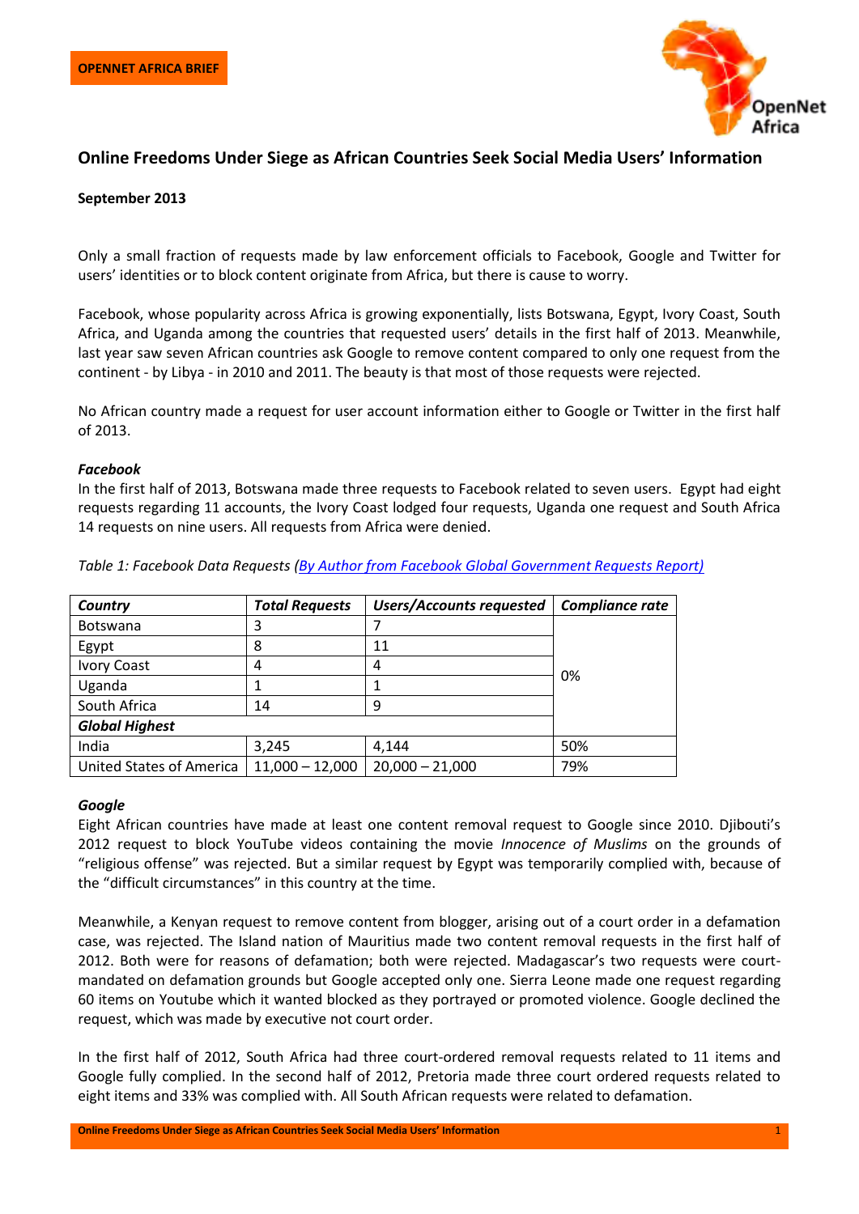OPENNET AFRICA BRIEF

# Online Freedoms Under Siege as African Countries Seek Social Media Users' Information

**September 2013**

Only a small fraction of requests made by law enforcement officials to Facebook, Google and Twitter for users' identities or to block content originate from Africa, but there is cause to worry.

Facebook, whose popularity across Africa is growing exponentially, lists Botswana, Egypt, Ivory Coast, South Africa, and Uganda among the countries that requested users' details in the first half of 2013. Meanwhile, last year saw seven African countries ask Google to remove content compared to only one request from the continent - by Libya - in 2010 and 2011. The beauty is that most of those requests were rejected.

No African country made a request for user account information either to Google or Twitter in the first half of 2013.

### *Facebook*

In the first half of 2013, Botswana made three requests to Facebook related to seven users. Egypt had eight requests regarding 11 accounts, the Ivory Coast lodged four requests, Uganda one request and South Africa 14 requests on nine users. All requests from Africa were denied.

*Table 1: Facebook Data Requests (By Author from Facebook Global Government Requests Report)*

| *Country* | *Total Requests* | *Users/Accounts requested* | *Compliance rate* |
|---|---|---|---|
| Botswana | 3 | 7 | 0% |
| Egypt | 8 | 11 | |
| Ivory Coast | 4 | 4 | |
| Uganda | 1 | 1 | |
| South Africa | 14 | 9 | |
| ***Global Highest*** | | | |
| India | 3,245 | 4,144 | 50% |
| United States of America | 11,000 – 12,000 | 20,000 – 21,000 | 79% |

### *Google*

Eight African countries have made at least one content removal request to Google since 2010. Djibouti's 2012 request to block YouTube videos containing the movie *Innocence of Muslims* on the grounds of "religious offense" was rejected. But a similar request by Egypt was temporarily complied with, because of the "difficult circumstances" in this country at the time.

Meanwhile, a Kenyan request to remove content from blogger, arising out of a court order in a defamation case, was rejected. The Island nation of Mauritius made two content removal requests in the first half of 2012. Both were for reasons of defamation; both were rejected. Madagascar's two requests were court-mandated on defamation grounds but Google accepted only one. Sierra Leone made one request regarding 60 items on Youtube which it wanted blocked as they portrayed or promoted violence. Google declined the request, which was made by executive not court order.

In the first half of 2012, South Africa had three court-ordered removal requests related to 11 items and Google fully complied. In the second half of 2012, Pretoria made three court ordered requests related to eight items and 33% was complied with. All South African requests were related to defamation.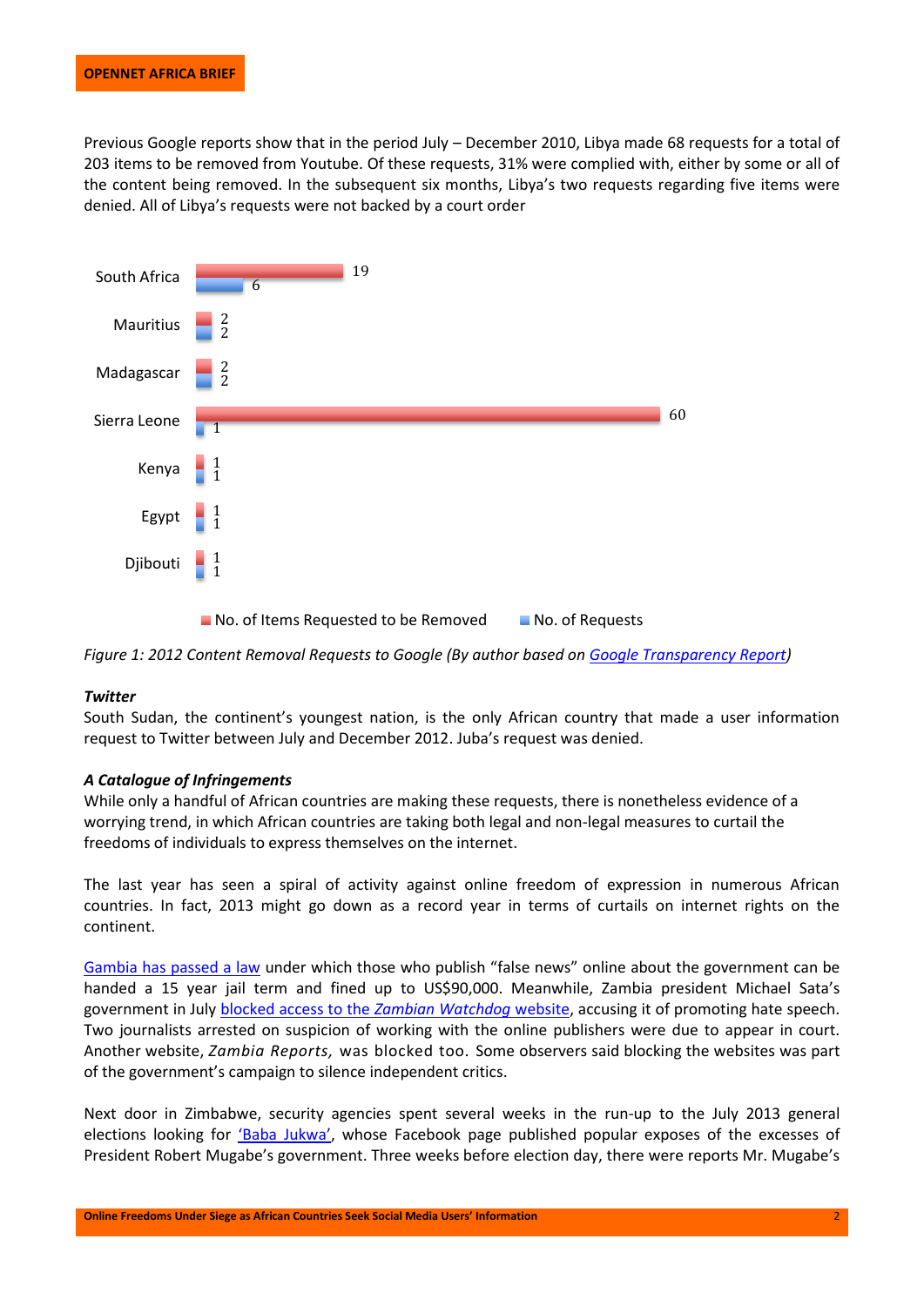Previous Google reports show that in the period July – December 2010, Libya made 68 requests for a total of 203 items to be removed from Youtube. Of these requests, 31% were complied with, either by some or all of the content being removed. In the subsequent six months, Libya's two requests regarding five items were denied. All of Libya's requests were not backed by a court order

| Country | No. of Items Requested to be Removed | No. of Requests |
|---|---|---|
| South Africa | 19 | 6 |
| Mauritius | 2 | 2 |
| Madagascar | 2 | 2 |
| Sierra Leone | 60 | 1 |
| Kenya | 1 | 1 |
| Egypt | 1 | 1 |
| Djibouti | 1 | 1 |

*Figure 1: 2012 Content Removal Requests to Google (By author based on Google Transparency Report)*

***Twitter***

South Sudan, the continent's youngest nation, is the only African country that made a user information request to Twitter between July and December 2012. Juba's request was denied.

***A Catalogue of Infringements***

While only a handful of African countries are making these requests, there is nonetheless evidence of a worrying trend, in which African countries are taking both legal and non-legal measures to curtail the freedoms of individuals to express themselves on the internet.

The last year has seen a spiral of activity against online freedom of expression in numerous African countries. In fact, 2013 might go down as a record year in terms of curtails on internet rights on the continent.

Gambia has passed a law under which those who publish "false news" online about the government can be handed a 15 year jail term and fined up to US$90,000. Meanwhile, Zambia president Michael Sata's government in July blocked access to the *Zambian Watchdog* website, accusing it of promoting hate speech. Two journalists arrested on suspicion of working with the online publishers were due to appear in court. Another website, *Zambia Reports,* was blocked too. Some observers said blocking the websites was part of the government's campaign to silence independent critics.

Next door in Zimbabwe, security agencies spent several weeks in the run-up to the July 2013 general elections looking for 'Baba Jukwa', whose Facebook page published popular exposes of the excesses of President Robert Mugabe's government. Three weeks before election day, there were reports Mr. Mugabe's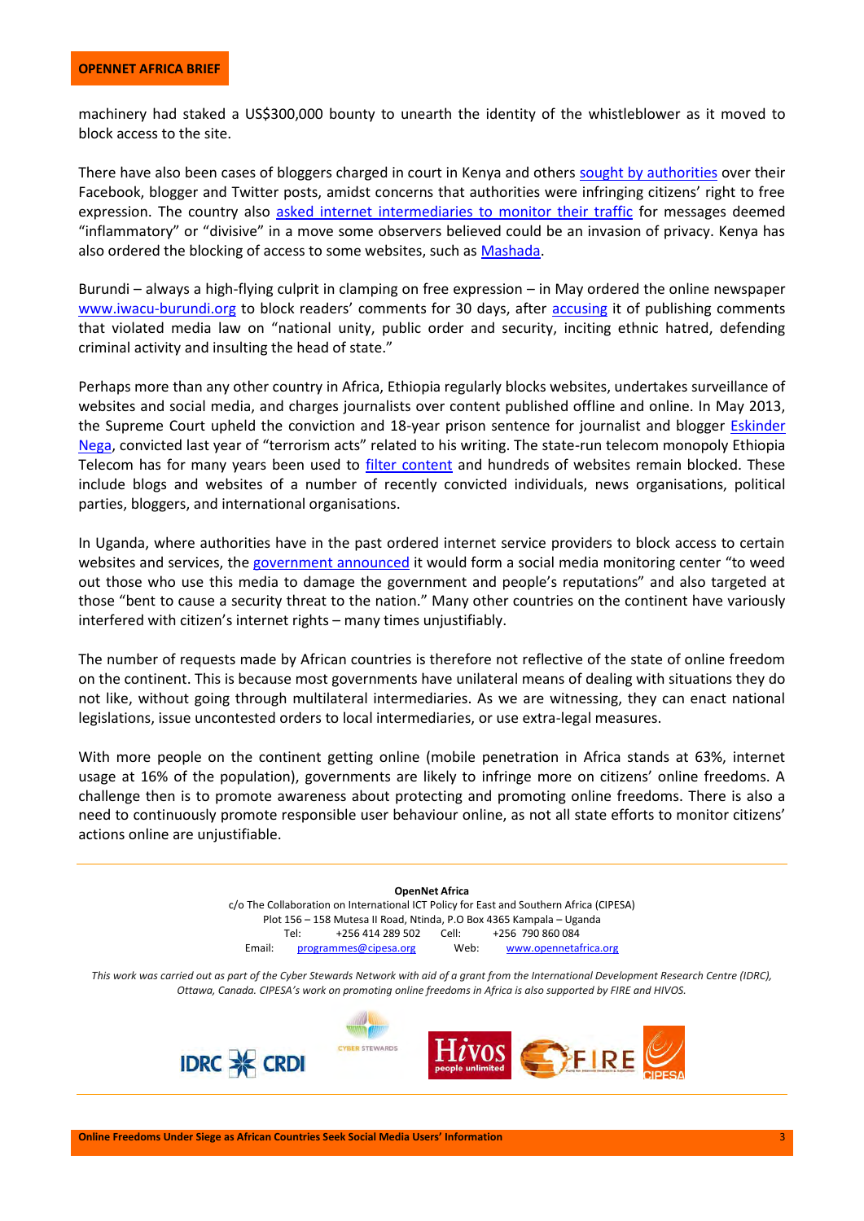machinery had staked a US$300,000 bounty to unearth the identity of the whistleblower as it moved to block access to the site.

There have also been cases of bloggers charged in court in Kenya and others sought by authorities over their Facebook, blogger and Twitter posts, amidst concerns that authorities were infringing citizens' right to free expression. The country also asked internet intermediaries to monitor their traffic for messages deemed "inflammatory" or "divisive" in a move some observers believed could be an invasion of privacy. Kenya has also ordered the blocking of access to some websites, such as Mashada.

Burundi – always a high-flying culprit in clamping on free expression – in May ordered the online newspaper www.iwacu-burundi.org to block readers' comments for 30 days, after accusing it of publishing comments that violated media law on "national unity, public order and security, inciting ethnic hatred, defending criminal activity and insulting the head of state."

Perhaps more than any other country in Africa, Ethiopia regularly blocks websites, undertakes surveillance of websites and social media, and charges journalists over content published offline and online. In May 2013, the Supreme Court upheld the conviction and 18-year prison sentence for journalist and blogger Eskinder Nega, convicted last year of "terrorism acts" related to his writing. The state-run telecom monopoly Ethiopia Telecom has for many years been used to filter content and hundreds of websites remain blocked. These include blogs and websites of a number of recently convicted individuals, news organisations, political parties, bloggers, and international organisations.

In Uganda, where authorities have in the past ordered internet service providers to block access to certain websites and services, the government announced it would form a social media monitoring center "to weed out those who use this media to damage the government and people's reputations" and also targeted at those "bent to cause a security threat to the nation." Many other countries on the continent have variously interfered with citizen's internet rights – many times unjustifiably.

The number of requests made by African countries is therefore not reflective of the state of online freedom on the continent. This is because most governments have unilateral means of dealing with situations they do not like, without going through multilateral intermediaries. As we are witnessing, they can enact national legislations, issue uncontested orders to local intermediaries, or use extra-legal measures.

With more people on the continent getting online (mobile penetration in Africa stands at 63%, internet usage at 16% of the population), governments are likely to infringe more on citizens' online freedoms. A challenge then is to promote awareness about protecting and promoting online freedoms. There is also a need to continuously promote responsible user behaviour online, as not all state efforts to monitor citizens' actions online are unjustifiable.

---

**OpenNet Africa**
c/o The Collaboration on International ICT Policy for East and Southern Africa (CIPESA)
Plot 156 – 158 Mutesa II Road, Ntinda, P.O Box 4365 Kampala – Uganda
Tel: +256 414 289 502 Cell: +256 790 860 084
Email: programmes@cipesa.org Web: www.opennetafrica.org

*This work was carried out as part of the Cyber Stewards Network with aid of a grant from the International Development Research Centre (IDRC), Ottawa, Canada. CIPESA's work on promoting online freedoms in Africa is also supported by FIRE and HIVOS.*